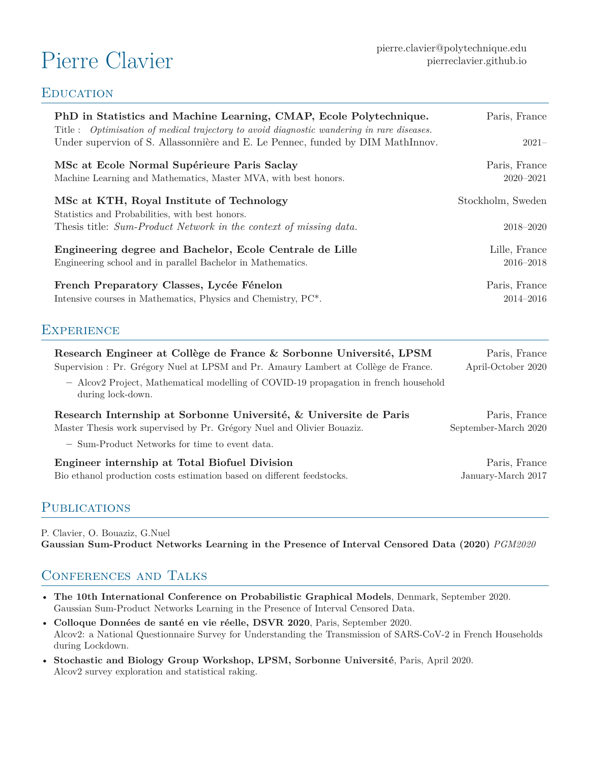# Pierre Clavier

pierre.clavier@polytechnique.edu
pierreclavier.github.io

## Education

**PhD in Statistics and Machine Learning, CMAP, Ecole Polytechnique.** — Paris, France
Title : *Optimisation of medical trajectory to avoid diagnostic wandering in rare diseases.*
Under supervion of S. Allassonnière and E. Le Pennec, funded by DIM MathInnov. — 2021–

**MSc at Ecole Normal Supérieure Paris Saclay** — Paris, France
Machine Learning and Mathematics, Master MVA, with best honors. — 2020–2021

**MSc at KTH, Royal Institute of Technology** — Stockholm, Sweden
Statistics and Probabilities, with best honors.
Thesis title: *Sum-Product Network in the context of missing data.* — 2018–2020

**Engineering degree and Bachelor, Ecole Centrale de Lille** — Lille, France
Engineering school and in parallel Bachelor in Mathematics. — 2016–2018

**French Preparatory Classes, Lycée Fénelon** — Paris, France
Intensive courses in Mathematics, Physics and Chemistry, PC*. — 2014–2016

## Experience

**Research Engineer at Collège de France & Sorbonne Université, LPSM** — Paris, France
Supervision : Pr. Grégory Nuel at LPSM and Pr. Amaury Lambert at Collège de France. — April-October 2020

- Alcov2 Project, Mathematical modelling of COVID-19 propagation in french household during lock-down.

**Research Internship at Sorbonne Université, & Universite de Paris** — Paris, France
Master Thesis work supervised by Pr. Grégory Nuel and Olivier Bouaziz. — September-March 2020

- Sum-Product Networks for time to event data.

**Engineer internship at Total Biofuel Division** — Paris, France
Bio ethanol production costs estimation based on different feedstocks. — January-March 2017

## Publications

P. Clavier, O. Bouaziz, G.Nuel
**Gaussian Sum-Product Networks Learning in the Presence of Interval Censored Data (2020)** *PGM2020*

## Conferences and Talks

- **The 10th International Conference on Probabilistic Graphical Models**, Denmark, September 2020.
  Gaussian Sum-Product Networks Learning in the Presence of Interval Censored Data.
- **Colloque Données de santé en vie réelle, DSVR 2020**, Paris, September 2020.
  Alcov2: a National Questionnaire Survey for Understanding the Transmission of SARS-CoV-2 in French Households during Lockdown.
- **Stochastic and Biology Group Workshop, LPSM, Sorbonne Université**, Paris, April 2020.
  Alcov2 survey exploration and statistical raking.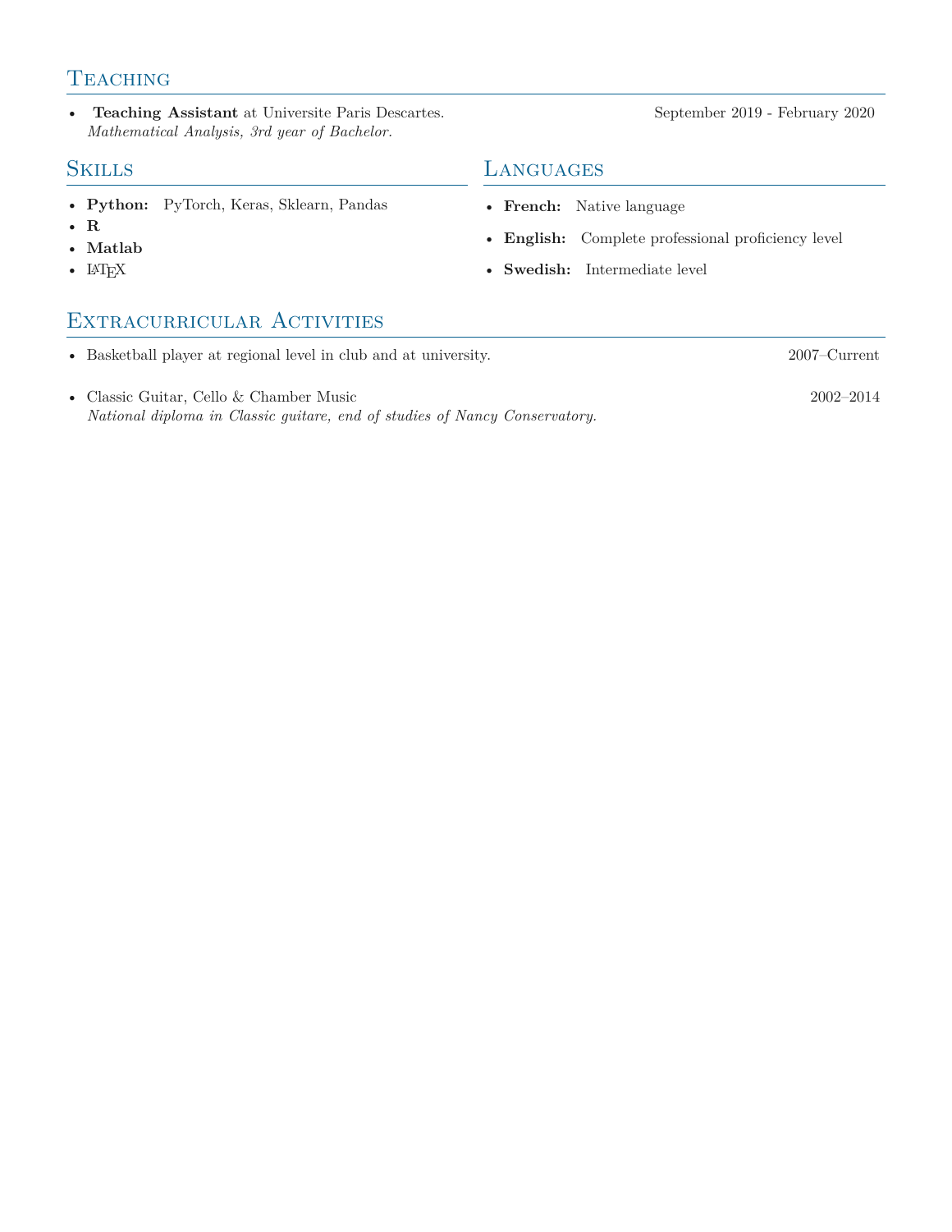## Teaching

- **Teaching Assistant** at Universite Paris Descartes. September 2019 - February 2020
  *Mathematical Analysis, 3rd year of Bachelor.*

## Skills

- **Python:** PyTorch, Keras, Sklearn, Pandas
- **R**
- **Matlab**
- LaTeX

## Languages

- **French:** Native language
- **English:** Complete professional proficiency level
- **Swedish:** Intermediate level

## Extracurricular Activities

- Basketball player at regional level in club and at university. 2007–Current
- Classic Guitar, Cello & Chamber Music 2002–2014
  *National diploma in Classic guitare, end of studies of Nancy Conservatory.*